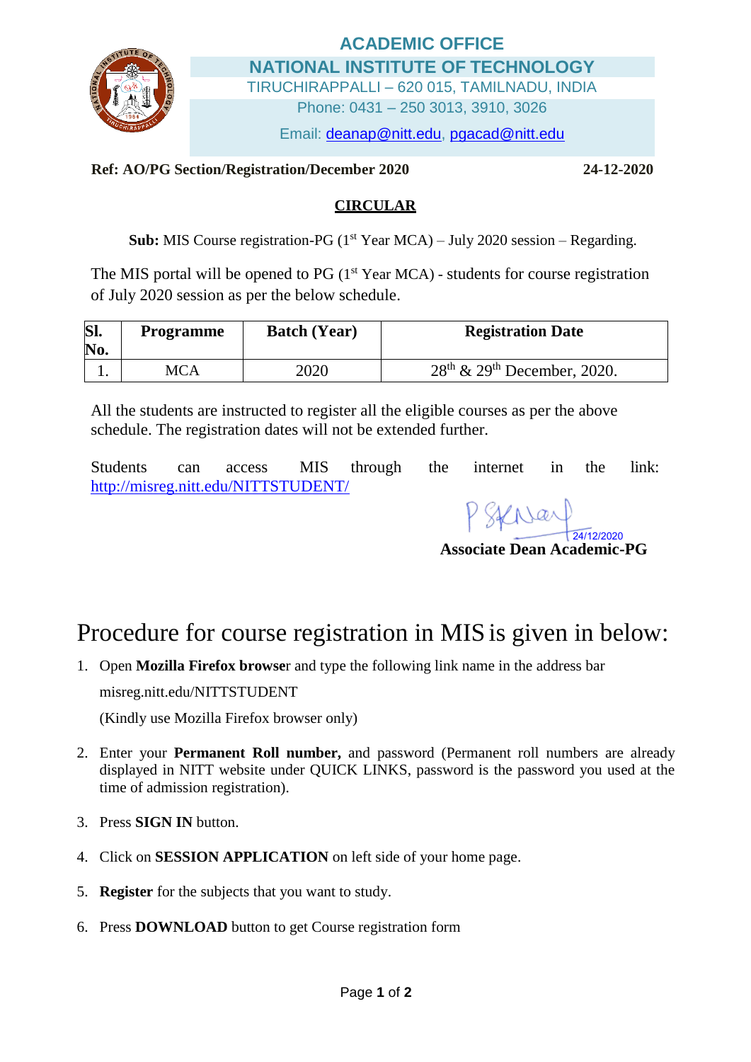**ACADEMIC OFFICE**

**NATIONAL INSTITUTE OF TECHNOLOGY**

TIRUCHIRAPPALLI – 620 015, TAMILNADU, INDIA

Phone: 0431 – 250 3013, 3910, 3026

Email: deanap@nitt.edu, pgacad@nitt.edu

**Ref: AO/PG Section/Registration/December 2020** **24-12-2020**

## CIRCULAR

**Sub:** MIS Course registration-PG (1st Year MCA) – July 2020 session – Regarding.

The MIS portal will be opened to PG (1st Year MCA) - students for course registration of July 2020 session as per the below schedule.

| Sl. No. | Programme | Batch (Year) | Registration Date |
|---|---|---|---|
| 1. | MCA | 2020 | 28th & 29th December, 2020. |

All the students are instructed to register all the eligible courses as per the above schedule. The registration dates will not be extended further.

Students can access MIS through the internet in the link: http://misreg.nitt.edu/NITTSTUDENT/

24/12/2020

**Associate Dean Academic-PG**

# Procedure for course registration in MIS is given in below:

1. Open **Mozilla Firefox browser** and type the following link name in the address bar

   misreg.nitt.edu/NITTSTUDENT

   (Kindly use Mozilla Firefox browser only)

2. Enter your **Permanent Roll number,** and password (Permanent roll numbers are already displayed in NITT website under QUICK LINKS, password is the password you used at the time of admission registration).

3. Press **SIGN IN** button.

4. Click on **SESSION APPLICATION** on left side of your home page.

5. **Register** for the subjects that you want to study.

6. Press **DOWNLOAD** button to get Course registration form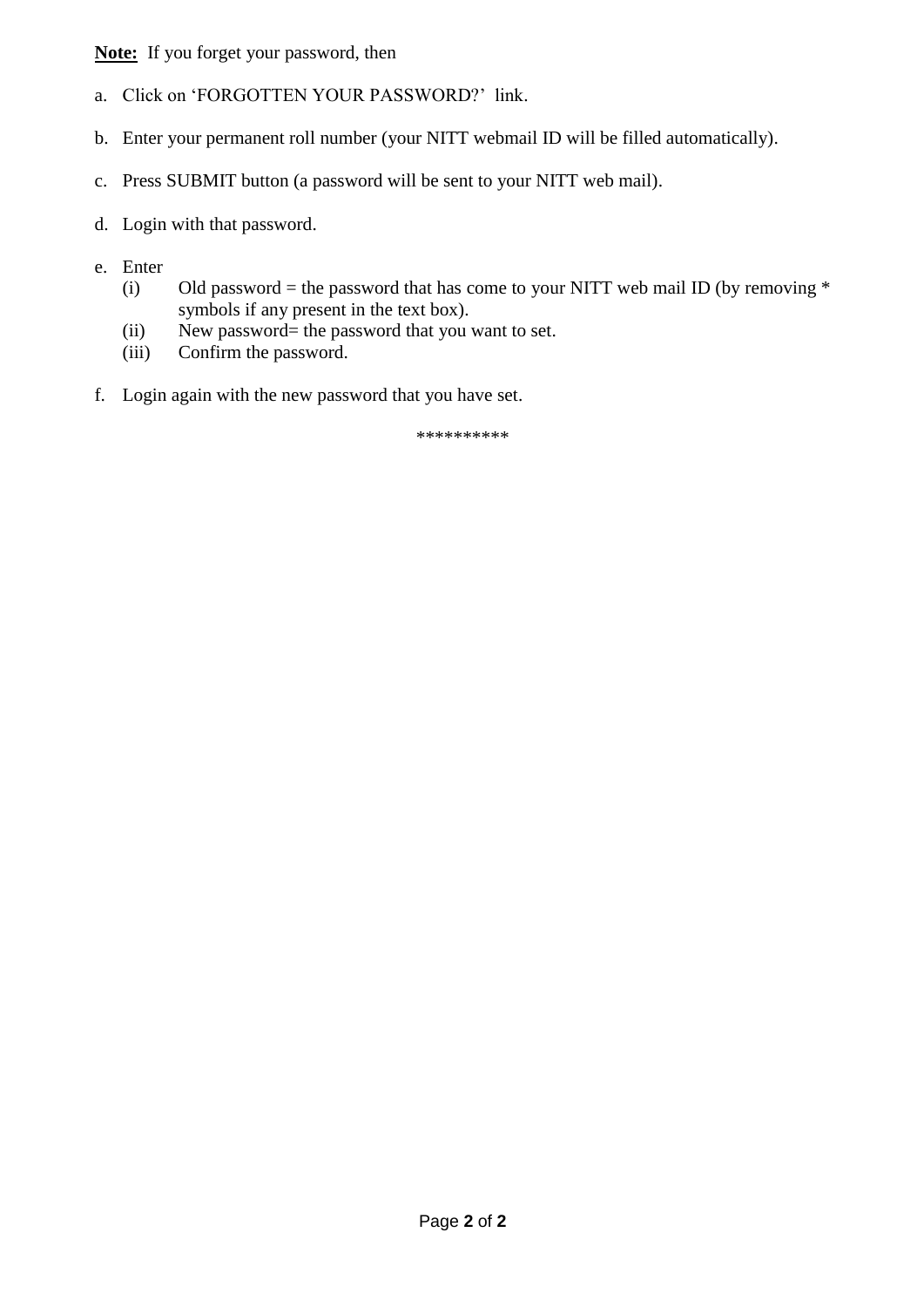**<u>Note:</u>** If you forget your password, then

a. Click on 'FORGOTTEN YOUR PASSWORD?' link.

b. Enter your permanent roll number (your NITT webmail ID will be filled automatically).

c. Press SUBMIT button (a password will be sent to your NITT web mail).

d. Login with that password.

e. Enter
   (i) Old password = the password that has come to your NITT web mail ID (by removing * symbols if any present in the text box).
   (ii) New password= the password that you want to set.
   (iii) Confirm the password.

f. Login again with the new password that you have set.

**********